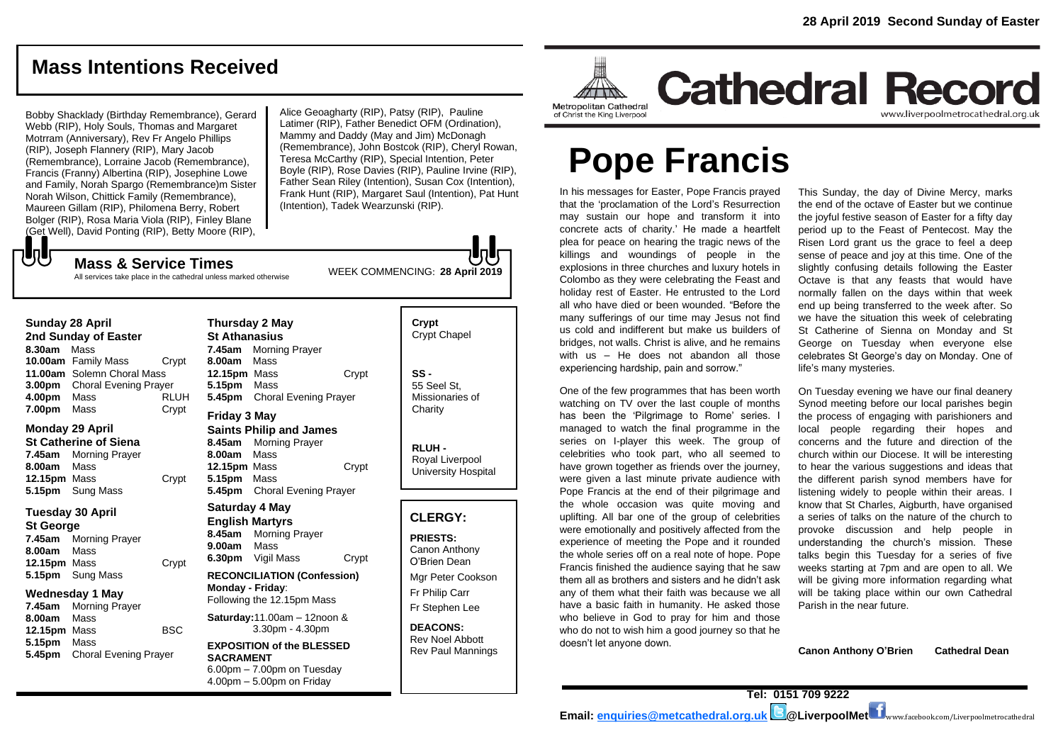## Mass Intentions Received

Bobby Shacklady (Birthday Remembrance), Gerard Webb (RIP), Holy Souls, Thomas and Margaret Motrram (Anniversary), Rev Fr Angelo Phillips (RIP), Joseph Flannery (RIP), Mary Jacob (Remembrance), Lorraine Jacob (Remembrance), Francis (Franny) Albertina (RIP), Josephine Lowe and Family, Norah Spargo (Remembrance)m Sister Norah Wilson, Chittick Family (Remembrance), Maureen Gillam (RIP), Philomena Berry, Robert Bolger (RIP), Rosa Maria Viola (RIP), Finley Blane (Get Well), David Ponting (RIP), Betty Moore (RIP), Alice Geoagharty (RIP), Patsy (RIP), Pauline Latimer (RIP), Father Benedict OFM (Ordination), Mammy and Daddy (May and Jim) McDonagh (Remembrance), John Bostock (RIP), Cheryl Rowan, Teresa McCarthy (RIP), Special Intention, Peter Boyle (RIP), Rose Davies (RIP), Pauline Irvine (RIP), Father Sean Riley (Intention), Susan Cox (Intention), Frank Hunt (RIP), Margaret Saul (Intention), Pat Hunt (Intention), Tadek Wearzunski (RIP).

## Mass & Service Times

All services take place in the cathedral unless marked otherwise

WEEK COMMENCING: **28 April 2019**

**Sunday 28 April**
**2nd Sunday of Easter**
**8.30am** Mass
**10.00am** Family Mass Crypt
**11.00am** Solemn Choral Mass
**3.00pm** Choral Evening Prayer
**4.00pm** Mass RLUH
**7.00pm** Mass Crypt

**Monday 29 April**
**St Catherine of Siena**
**7.45am** Morning Prayer
**8.00am** Mass
**12.15pm** Mass Crypt
**5.15pm** Sung Mass

**Tuesday 30 April**
**St George**
**7.45am** Morning Prayer
**8.00am** Mass
**12.15pm** Mass Crypt
**5.15pm** Sung Mass

**Wednesday 1 May**
**7.45am** Morning Prayer
**8.00am** Mass
**12.15pm** Mass BSC
**5.15pm** Mass
**5.45pm** Choral Evening Prayer

**Thursday 2 May**
**St Athanasius**
**7.45am** Morning Prayer
**8.00am** Mass
**12.15pm** Mass Crypt
**5.15pm** Mass
**5.45pm** Choral Evening Prayer

**Friday 3 May**
**Saints Philip and James**
**8.45am** Morning Prayer
**8.00am** Mass
**12.15pm** Mass Crypt
**5.15pm** Mass
**5.45pm** Choral Evening Prayer

**Saturday 4 May**
**English Martyrs**
**8.45am** Morning Prayer
**9.00am** Mass
**6.30pm** Vigil Mass Crypt

**RECONCILIATION (Confession)**
**Monday - Friday**:
Following the 12.15pm Mass

**Saturday:** 11.00am – 12noon & 3.30pm - 4.30pm

**EXPOSITION of the BLESSED SACRAMENT**
6.00pm – 7.00pm on Tuesday
4.00pm – 5.00pm on Friday

**Crypt**
Crypt Chapel

**SS -**
55 Seel St, Missionaries of Charity

**RLUH -**
Royal Liverpool University Hospital

### CLERGY:

**PRIESTS:**
Canon Anthony O'Brien Dean
Mgr Peter Cookson
Fr Philip Carr
Fr Stephen Lee

**DEACONS:**
Rev Noel Abbott
Rev Paul Mannings

**28 April 2019 Second Sunday of Easter**

Metropolitan Cathedral of Christ the King Liverpool

# Cathedral Record

www.liverpoolmetrocathedral.org.uk

# Pope Francis

In his messages for Easter, Pope Francis prayed that the 'proclamation of the Lord's Resurrection may sustain our hope and transform it into concrete acts of charity.' He made a heartfelt plea for peace on hearing the tragic news of the killings and woundings of people in the explosions in three churches and luxury hotels in Colombo as they were celebrating the Feast and holiday rest of Easter. He entrusted to the Lord all who have died or been wounded. "Before the many sufferings of our time may Jesus not find us cold and indifferent but make us builders of bridges, not walls. Christ is alive, and he remains with us – He does not abandon all those experiencing hardship, pain and sorrow."

One of the few programmes that has been worth watching on TV over the last couple of months has been the 'Pilgrimage to Rome' series. I managed to watch the final programme in the series on I-player this week. The group of celebrities who took part, who all seemed to have grown together as friends over the journey, were given a last minute private audience with Pope Francis at the end of their pilgrimage and the whole occasion was quite moving and uplifting. All bar one of the group of celebrities were emotionally and positively affected from the experience of meeting the Pope and it rounded the whole series off on a real note of hope. Pope Francis finished the audience saying that he saw them all as brothers and sisters and he didn't ask any of them what their faith was because we all have a basic faith in humanity. He asked those who believe in God to pray for him and those who do not to wish him a good journey so that he doesn't let anyone down.

This Sunday, the day of Divine Mercy, marks the end of the octave of Easter but we continue the joyful festive season of Easter for a fifty day period up to the Feast of Pentecost. May the Risen Lord grant us the grace to feel a deep sense of peace and joy at this time. One of the slightly confusing details following the Easter Octave is that any feasts that would have normally fallen on the days within that week end up being transferred to the week after. So we have the situation this week of celebrating St Catherine of Sienna on Monday and St George on Tuesday when everyone else celebrates St George's day on Monday. One of life's many mysteries.

On Tuesday evening we have our final deanery Synod meeting before our local parishes begin the process of engaging with parishioners and local people regarding their hopes and concerns and the future and direction of the church within our Diocese. It will be interesting to hear the various suggestions and ideas that the different parish synod members have for listening widely to people within their areas. I know that St Charles, Aigburth, have organised a series of talks on the nature of the church to provoke discussion and help people in understanding the church's mission. These talks begin this Tuesday for a series of five weeks starting at 7pm and are open to all. We will be giving more information regarding what will be taking place within our own Cathedral Parish in the near future.

**Canon Anthony O'Brien Cathedral Dean**

**Tel: 0151 709 9222**
**Email: enquiries@metcathedral.org.uk @LiverpoolMet** www.facebook.com/Liverpoolmetrocathedral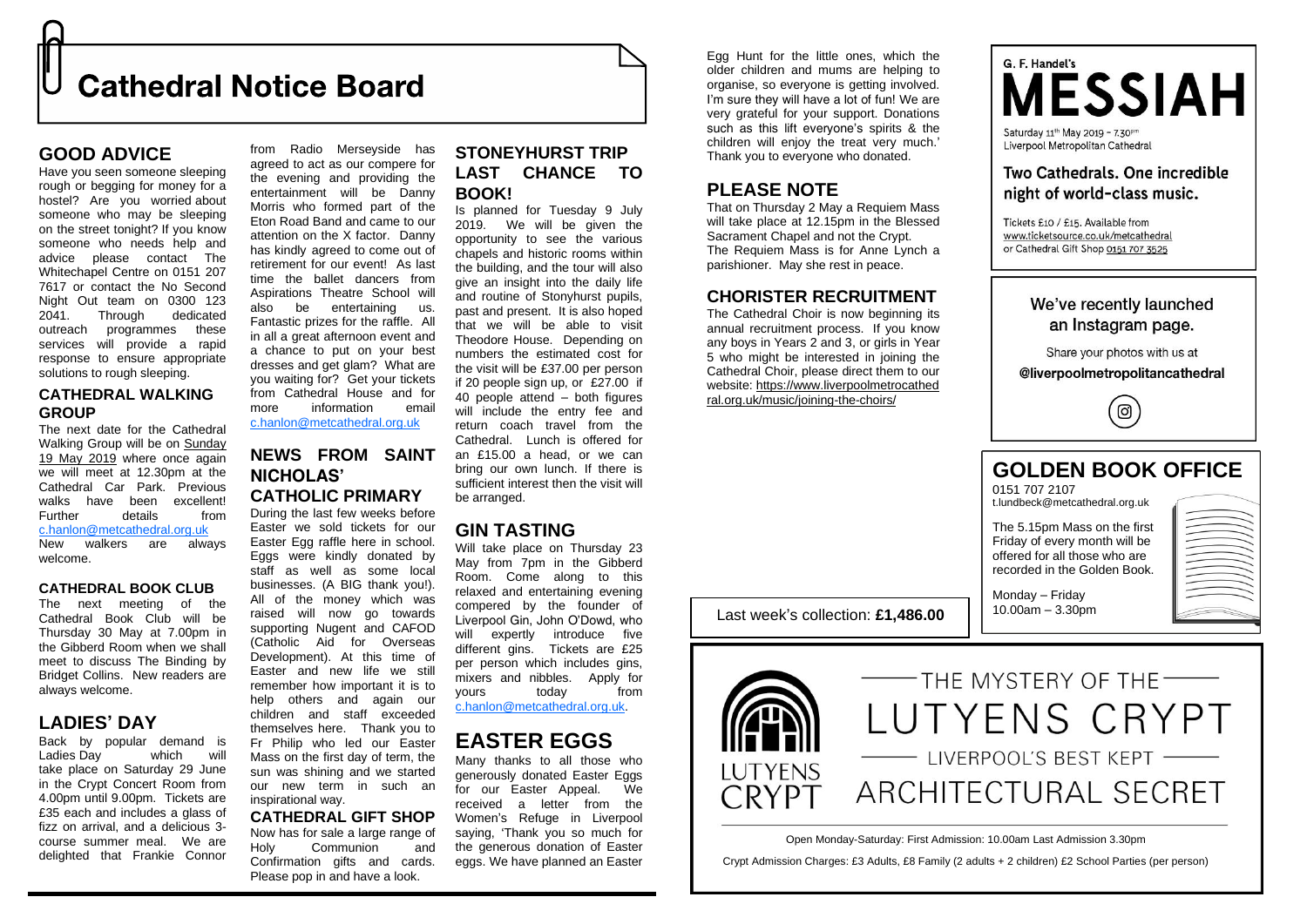# Cathedral Notice Board

## GOOD ADVICE

Have you seen someone sleeping rough or begging for money for a hostel? Are you worried about someone who may be sleeping on the street tonight? If you know someone who needs help and advice please contact The Whitechapel Centre on 0151 207 7617 or contact the No Second Night Out team on 0300 123 2041. Through dedicated outreach programmes these services will provide a rapid response to ensure appropriate solutions to rough sleeping.

### CATHEDRAL WALKING GROUP

The next date for the Cathedral Walking Group will be on Sunday 19 May 2019 where once again we will meet at 12.30pm at the Cathedral Car Park. Previous walks have been excellent! Further details from c.hanlon@metcathedral.org.uk New walkers are always welcome.

### CATHEDRAL BOOK CLUB

The next meeting of the Cathedral Book Club will be Thursday 30 May at 7.00pm in the Gibberd Room when we shall meet to discuss The Binding by Bridget Collins. New readers are always welcome.

## LADIES' DAY

Back by popular demand is Ladies Day which will take place on Saturday 29 June in the Crypt Concert Room from 4.00pm until 9.00pm. Tickets are £35 each and includes a glass of fizz on arrival, and a delicious 3-course summer meal. We are delighted that Frankie Connor from Radio Merseyside has agreed to act as our compere for the evening and providing the entertainment will be Danny Morris who formed part of the Eton Road Band and came to our attention on the X factor. Danny has kindly agreed to come out of retirement for our event! As last time the ballet dancers from Aspirations Theatre School will also be entertaining us. Fantastic prizes for the raffle. All in all a great afternoon event and a chance to put on your best dresses and get glam? What are you waiting for? Get your tickets from Cathedral House and for more information email c.hanlon@metcathedral.org.uk

## NEWS FROM SAINT NICHOLAS' CATHOLIC PRIMARY

During the last few weeks before Easter we sold tickets for our Easter Egg raffle here in school. Eggs were kindly donated by staff as well as some local businesses. (A BIG thank you!). All of the money which was raised will now go towards supporting Nugent and CAFOD (Catholic Aid for Overseas Development). At this time of Easter and new life we still remember how important it is to help others and again our children and staff exceeded themselves here. Thank you to Fr Philip who led our Easter Mass on the first day of term, the sun was shining and we started our new term in such an inspirational way.

### CATHEDRAL GIFT SHOP

Now has for sale a large range of Holy Communion and Confirmation gifts and cards. Please pop in and have a look.

## STONEYHURST TRIP LAST CHANCE TO BOOK!

Is planned for Tuesday 9 July 2019. We will be given the opportunity to see the various chapels and historic rooms within the building, and the tour will also give an insight into the daily life and routine of Stonyhurst pupils, past and present. It is also hoped that we will be able to visit Theodore House. Depending on numbers the estimated cost for the visit will be £37.00 per person if 20 people sign up, or £27.00 if 40 people attend – both figures will include the entry fee and return coach travel from the Cathedral. Lunch is offered for an £15.00 a head, or we can bring our own lunch. If there is sufficient interest then the visit will be arranged.

## GIN TASTING

Will take place on Thursday 23 May from 7pm in the Gibberd Room. Come along to this relaxed and entertaining evening compered by the founder of Liverpool Gin, John O'Dowd, who will expertly introduce five different gins. Tickets are £25 per person which includes gins, mixers and nibbles. Apply for yours today from c.hanlon@metcathedral.org.uk.

## EASTER EGGS

Many thanks to all those who generously donated Easter Eggs for our Easter Appeal. We received a letter from the Women's Refuge in Liverpool saying, 'Thank you so much for the generous donation of Easter eggs. We have planned an Easter Egg Hunt for the little ones, which the older children and mums are helping to organise, so everyone is getting involved. I'm sure they will have a lot of fun! We are very grateful for your support. Donations such as this lift everyone's spirits & the children will enjoy the treat very much.' Thank you to everyone who donated.

## PLEASE NOTE

That on Thursday 2 May a Requiem Mass will take place at 12.15pm in the Blessed Sacrament Chapel and not the Crypt. The Requiem Mass is for Anne Lynch a parishioner. May she rest in peace.

## CHORISTER RECRUITMENT

The Cathedral Choir is now beginning its annual recruitment process. If you know any boys in Years 2 and 3, or girls in Year 5 who might be interested in joining the Cathedral Choir, please direct them to our website: https://www.liverpoolmetrocathedral.org.uk/music/joining-the-choirs/

Last week's collection: **£1,486.00**

G. F. Handel's
**MESSIAH**
Saturday 11th May 2019 – 7.30pm
Liverpool Metropolitan Cathedral

Two Cathedrals. One incredible night of world-class music.

Tickets £10 / £15. Available from www.ticketsource.co.uk/metcathedral or Cathedral Gift Shop 0151 707 3525

We've recently launched an Instagram page.

Share your photos with us at
**@liverpoolmetropolitancathedral**

## GOLDEN BOOK OFFICE

0151 707 2107
t.lundbeck@metcathedral.org.uk

The 5.15pm Mass on the first Friday of every month will be offered for all those who are recorded in the Golden Book.

Monday – Friday
10.00am – 3.30pm

LUTYENS CRYPT

THE MYSTERY OF THE
LUTYENS CRYPT
LIVERPOOL'S BEST KEPT
ARCHITECTURAL SECRET

Open Monday-Saturday: First Admission: 10.00am Last Admission 3.30pm

Crypt Admission Charges: £3 Adults, £8 Family (2 adults + 2 children) £2 School Parties (per person)